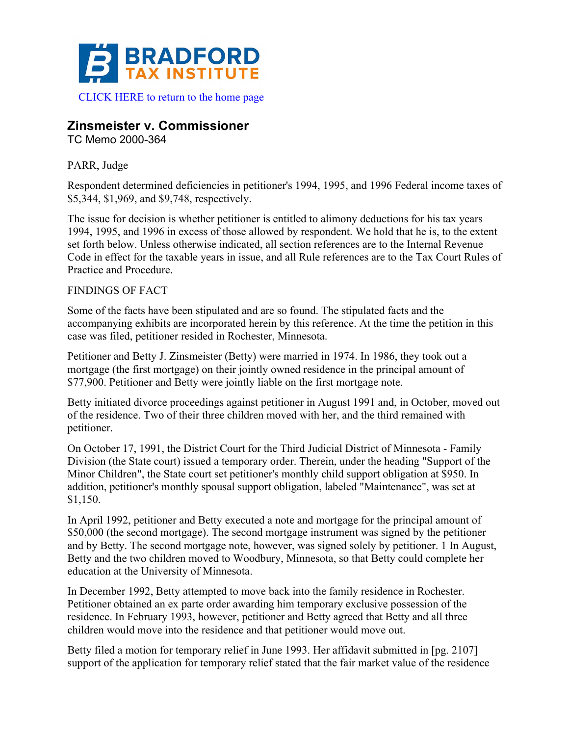CLICK HERE to return to the home page

# Zinsmeister v. Commissioner

TC Memo 2000-364

PARR, Judge

Respondent determined deficiencies in petitioner's 1994, 1995, and 1996 Federal income taxes of $5,344, $1,969, and $9,748, respectively.

The issue for decision is whether petitioner is entitled to alimony deductions for his tax years 1994, 1995, and 1996 in excess of those allowed by respondent. We hold that he is, to the extent set forth below. Unless otherwise indicated, all section references are to the Internal Revenue Code in effect for the taxable years in issue, and all Rule references are to the Tax Court Rules of Practice and Procedure.

FINDINGS OF FACT

Some of the facts have been stipulated and are so found. The stipulated facts and the accompanying exhibits are incorporated herein by this reference. At the time the petition in this case was filed, petitioner resided in Rochester, Minnesota.

Petitioner and Betty J. Zinsmeister (Betty) were married in 1974. In 1986, they took out a mortgage (the first mortgage) on their jointly owned residence in the principal amount of $77,900. Petitioner and Betty were jointly liable on the first mortgage note.

Betty initiated divorce proceedings against petitioner in August 1991 and, in October, moved out of the residence. Two of their three children moved with her, and the third remained with petitioner.

On October 17, 1991, the District Court for the Third Judicial District of Minnesota - Family Division (the State court) issued a temporary order. Therein, under the heading "Support of the Minor Children", the State court set petitioner's monthly child support obligation at $950. In addition, petitioner's monthly spousal support obligation, labeled "Maintenance", was set at $1,150.

In April 1992, petitioner and Betty executed a note and mortgage for the principal amount of $50,000 (the second mortgage). The second mortgage instrument was signed by the petitioner and by Betty. The second mortgage note, however, was signed solely by petitioner. 1 In August, Betty and the two children moved to Woodbury, Minnesota, so that Betty could complete her education at the University of Minnesota.

In December 1992, Betty attempted to move back into the family residence in Rochester. Petitioner obtained an ex parte order awarding him temporary exclusive possession of the residence. In February 1993, however, petitioner and Betty agreed that Betty and all three children would move into the residence and that petitioner would move out.

Betty filed a motion for temporary relief in June 1993. Her affidavit submitted in [pg. 2107] support of the application for temporary relief stated that the fair market value of the residence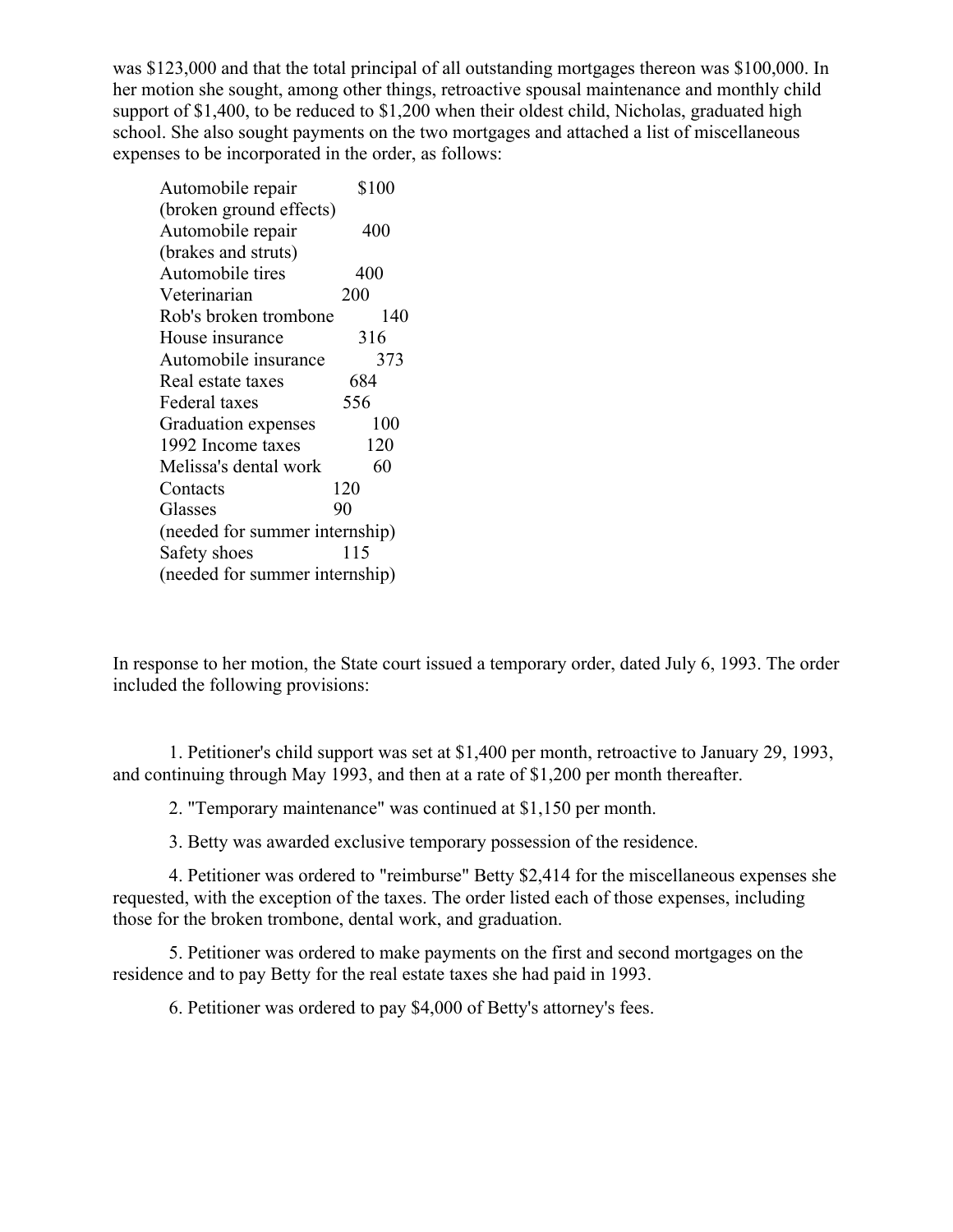was $123,000 and that the total principal of all outstanding mortgages thereon was $100,000. In her motion she sought, among other things, retroactive spousal maintenance and monthly child support of $1,400, to be reduced to $1,200 when their oldest child, Nicholas, graduated high school. She also sought payments on the two mortgages and attached a list of miscellaneous expenses to be incorporated in the order, as follows:

| | |
|---|---|
| Automobile repair (broken ground effects) | $100 |
| Automobile repair (brakes and struts) | 400 |
| Automobile tires | 400 |
| Veterinarian | 200 |
| Rob's broken trombone | 140 |
| House insurance | 316 |
| Automobile insurance | 373 |
| Real estate taxes | 684 |
| Federal taxes | 556 |
| Graduation expenses | 100 |
| 1992 Income taxes | 120 |
| Melissa's dental work | 60 |
| Contacts | 120 |
| Glasses (needed for summer internship) | 90 |
| Safety shoes (needed for summer internship) | 115 |

In response to her motion, the State court issued a temporary order, dated July 6, 1993. The order included the following provisions:

1. Petitioner's child support was set at $1,400 per month, retroactive to January 29, 1993, and continuing through May 1993, and then at a rate of $1,200 per month thereafter.

2. "Temporary maintenance" was continued at $1,150 per month.

3. Betty was awarded exclusive temporary possession of the residence.

4. Petitioner was ordered to "reimburse" Betty $2,414 for the miscellaneous expenses she requested, with the exception of the taxes. The order listed each of those expenses, including those for the broken trombone, dental work, and graduation.

5. Petitioner was ordered to make payments on the first and second mortgages on the residence and to pay Betty for the real estate taxes she had paid in 1993.

6. Petitioner was ordered to pay $4,000 of Betty's attorney's fees.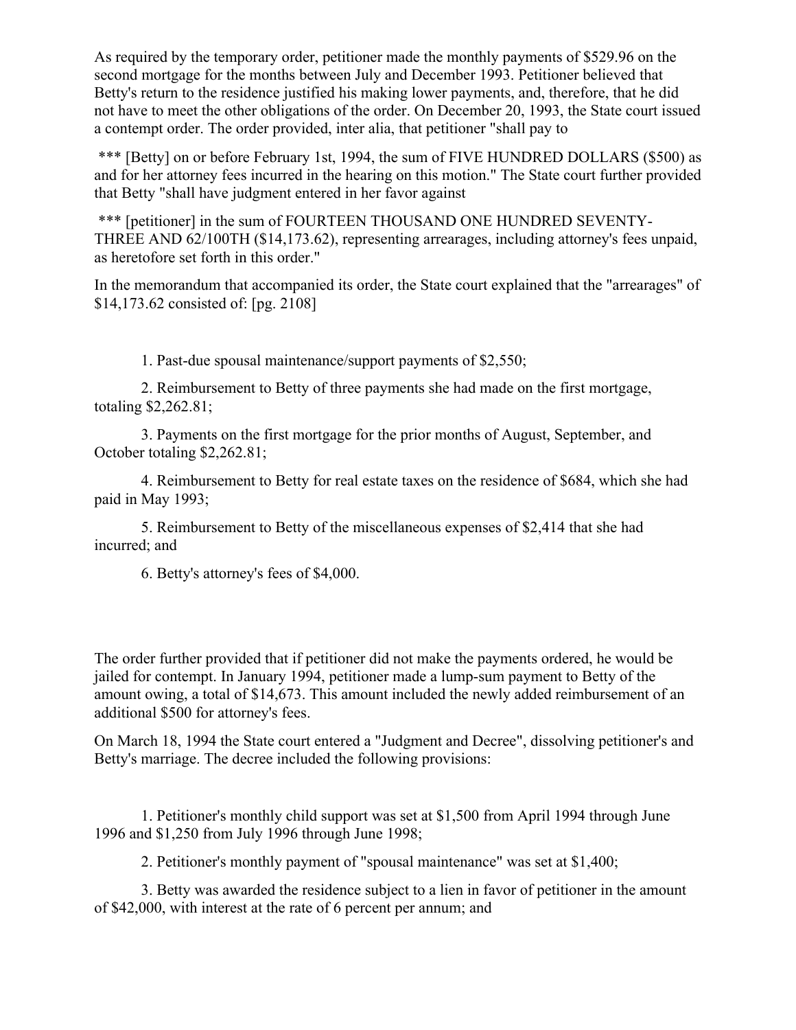As required by the temporary order, petitioner made the monthly payments of $529.96 on the second mortgage for the months between July and December 1993. Petitioner believed that Betty's return to the residence justified his making lower payments, and, therefore, that he did not have to meet the other obligations of the order. On December 20, 1993, the State court issued a contempt order. The order provided, inter alia, that petitioner "shall pay to

*** [Betty] on or before February 1st, 1994, the sum of FIVE HUNDRED DOLLARS ($500) as and for her attorney fees incurred in the hearing on this motion." The State court further provided that Betty "shall have judgment entered in her favor against

*** [petitioner] in the sum of FOURTEEN THOUSAND ONE HUNDRED SEVENTY-THREE AND 62/100TH ($14,173.62), representing arrearages, including attorney's fees unpaid, as heretofore set forth in this order."

In the memorandum that accompanied its order, the State court explained that the "arrearages" of $14,173.62 consisted of: [pg. 2108]

1. Past-due spousal maintenance/support payments of $2,550;

2. Reimbursement to Betty of three payments she had made on the first mortgage, totaling $2,262.81;

3. Payments on the first mortgage for the prior months of August, September, and October totaling $2,262.81;

4. Reimbursement to Betty for real estate taxes on the residence of $684, which she had paid in May 1993;

5. Reimbursement to Betty of the miscellaneous expenses of $2,414 that she had incurred; and

6. Betty's attorney's fees of $4,000.

The order further provided that if petitioner did not make the payments ordered, he would be jailed for contempt. In January 1994, petitioner made a lump-sum payment to Betty of the amount owing, a total of $14,673. This amount included the newly added reimbursement of an additional $500 for attorney's fees.

On March 18, 1994 the State court entered a "Judgment and Decree", dissolving petitioner's and Betty's marriage. The decree included the following provisions:

1. Petitioner's monthly child support was set at $1,500 from April 1994 through June 1996 and $1,250 from July 1996 through June 1998;

2. Petitioner's monthly payment of "spousal maintenance" was set at $1,400;

3. Betty was awarded the residence subject to a lien in favor of petitioner in the amount of $42,000, with interest at the rate of 6 percent per annum; and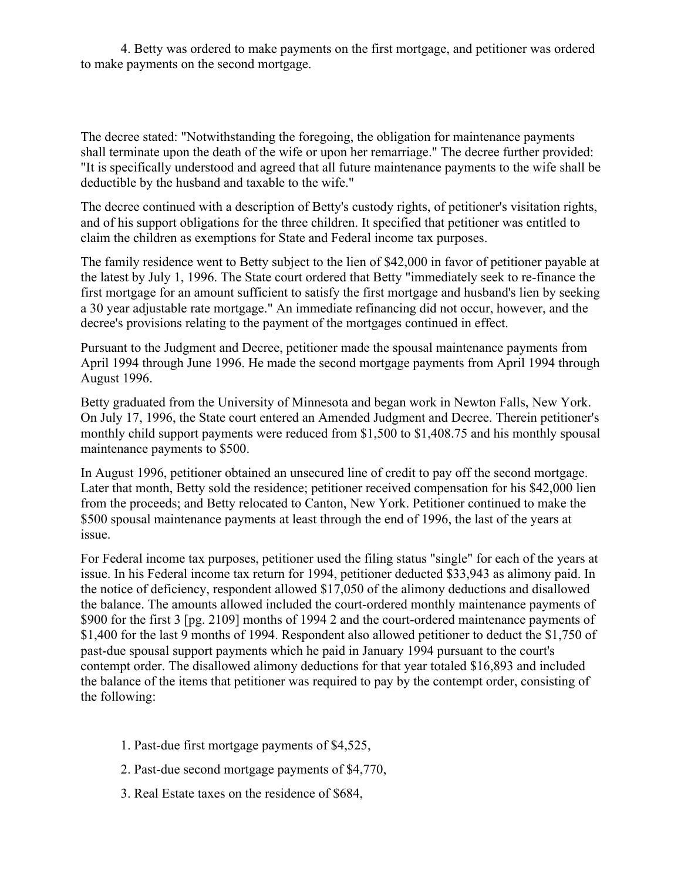4. Betty was ordered to make payments on the first mortgage, and petitioner was ordered to make payments on the second mortgage.

The decree stated: "Notwithstanding the foregoing, the obligation for maintenance payments shall terminate upon the death of the wife or upon her remarriage." The decree further provided: "It is specifically understood and agreed that all future maintenance payments to the wife shall be deductible by the husband and taxable to the wife."

The decree continued with a description of Betty's custody rights, of petitioner's visitation rights, and of his support obligations for the three children. It specified that petitioner was entitled to claim the children as exemptions for State and Federal income tax purposes.

The family residence went to Betty subject to the lien of $42,000 in favor of petitioner payable at the latest by July 1, 1996. The State court ordered that Betty "immediately seek to re-finance the first mortgage for an amount sufficient to satisfy the first mortgage and husband's lien by seeking a 30 year adjustable rate mortgage." An immediate refinancing did not occur, however, and the decree's provisions relating to the payment of the mortgages continued in effect.

Pursuant to the Judgment and Decree, petitioner made the spousal maintenance payments from April 1994 through June 1996. He made the second mortgage payments from April 1994 through August 1996.

Betty graduated from the University of Minnesota and began work in Newton Falls, New York. On July 17, 1996, the State court entered an Amended Judgment and Decree. Therein petitioner's monthly child support payments were reduced from $1,500 to $1,408.75 and his monthly spousal maintenance payments to $500.

In August 1996, petitioner obtained an unsecured line of credit to pay off the second mortgage. Later that month, Betty sold the residence; petitioner received compensation for his $42,000 lien from the proceeds; and Betty relocated to Canton, New York. Petitioner continued to make the $500 spousal maintenance payments at least through the end of 1996, the last of the years at issue.

For Federal income tax purposes, petitioner used the filing status "single" for each of the years at issue. In his Federal income tax return for 1994, petitioner deducted $33,943 as alimony paid. In the notice of deficiency, respondent allowed $17,050 of the alimony deductions and disallowed the balance. The amounts allowed included the court-ordered monthly maintenance payments of $900 for the first 3 [pg. 2109] months of 1994 2 and the court-ordered maintenance payments of $1,400 for the last 9 months of 1994. Respondent also allowed petitioner to deduct the $1,750 of past-due spousal support payments which he paid in January 1994 pursuant to the court's contempt order. The disallowed alimony deductions for that year totaled $16,893 and included the balance of the items that petitioner was required to pay by the contempt order, consisting of the following:

1. Past-due first mortgage payments of $4,525,
2. Past-due second mortgage payments of $4,770,
3. Real Estate taxes on the residence of $684,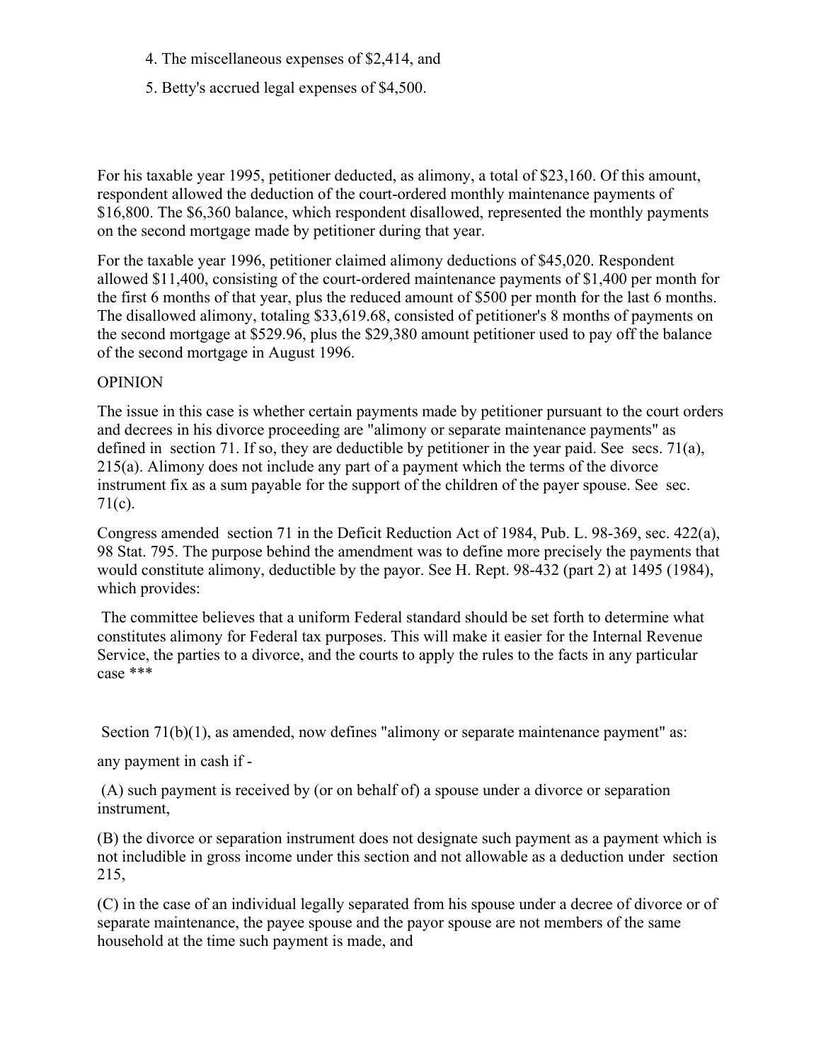4. The miscellaneous expenses of $2,414, and

5. Betty's accrued legal expenses of $4,500.

For his taxable year 1995, petitioner deducted, as alimony, a total of $23,160. Of this amount, respondent allowed the deduction of the court-ordered monthly maintenance payments of $16,800. The $6,360 balance, which respondent disallowed, represented the monthly payments on the second mortgage made by petitioner during that year.

For the taxable year 1996, petitioner claimed alimony deductions of $45,020. Respondent allowed $11,400, consisting of the court-ordered maintenance payments of $1,400 per month for the first 6 months of that year, plus the reduced amount of $500 per month for the last 6 months. The disallowed alimony, totaling $33,619.68, consisted of petitioner's 8 months of payments on the second mortgage at $529.96, plus the $29,380 amount petitioner used to pay off the balance of the second mortgage in August 1996.

OPINION

The issue in this case is whether certain payments made by petitioner pursuant to the court orders and decrees in his divorce proceeding are "alimony or separate maintenance payments" as defined in section 71. If so, they are deductible by petitioner in the year paid. See secs. 71(a), 215(a). Alimony does not include any part of a payment which the terms of the divorce instrument fix as a sum payable for the support of the children of the payer spouse. See sec. 71(c).

Congress amended section 71 in the Deficit Reduction Act of 1984, Pub. L. 98-369, sec. 422(a), 98 Stat. 795. The purpose behind the amendment was to define more precisely the payments that would constitute alimony, deductible by the payor. See H. Rept. 98-432 (part 2) at 1495 (1984), which provides:

> The committee believes that a uniform Federal standard should be set forth to determine what constitutes alimony for Federal tax purposes. This will make it easier for the Internal Revenue Service, the parties to a divorce, and the courts to apply the rules to the facts in any particular case ***

Section 71(b)(1), as amended, now defines "alimony or separate maintenance payment" as:

any payment in cash if -

(A) such payment is received by (or on behalf of) a spouse under a divorce or separation instrument,

(B) the divorce or separation instrument does not designate such payment as a payment which is not includible in gross income under this section and not allowable as a deduction under section 215,

(C) in the case of an individual legally separated from his spouse under a decree of divorce or of separate maintenance, the payee spouse and the payor spouse are not members of the same household at the time such payment is made, and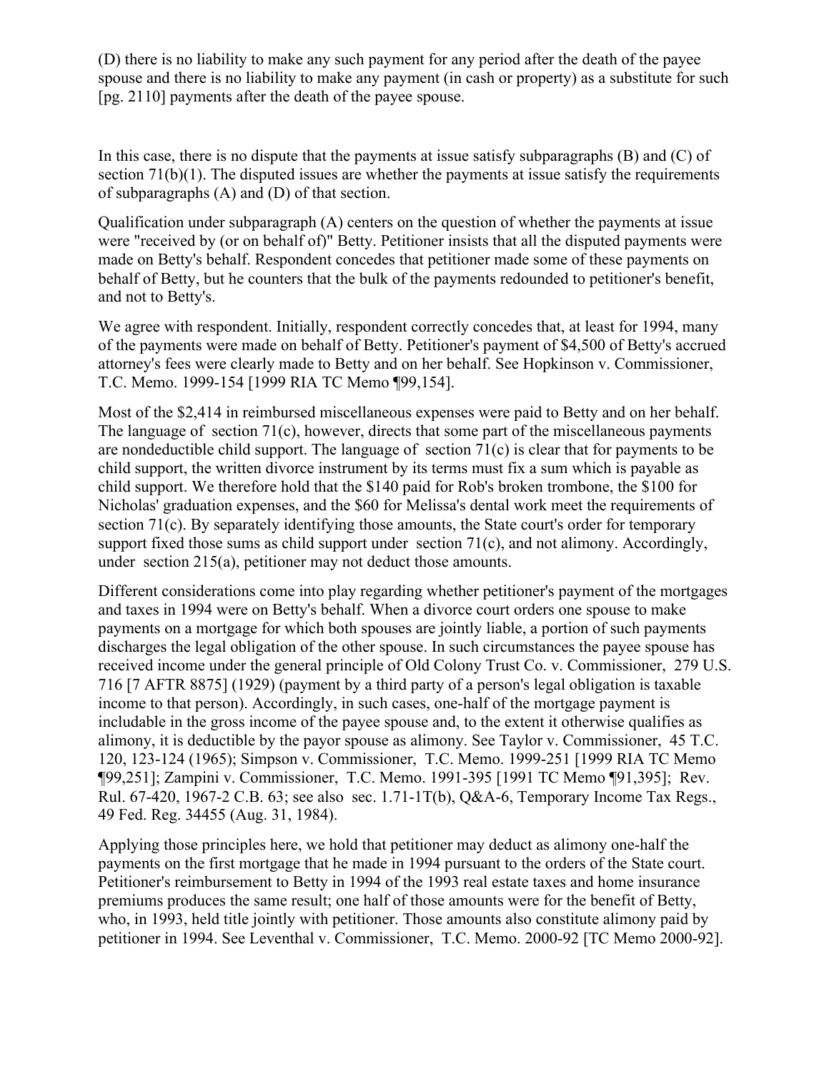(D) there is no liability to make any such payment for any period after the death of the payee spouse and there is no liability to make any payment (in cash or property) as a substitute for such [pg. 2110] payments after the death of the payee spouse.

In this case, there is no dispute that the payments at issue satisfy subparagraphs (B) and (C) of section 71(b)(1). The disputed issues are whether the payments at issue satisfy the requirements of subparagraphs (A) and (D) of that section.

Qualification under subparagraph (A) centers on the question of whether the payments at issue were "received by (or on behalf of)" Betty. Petitioner insists that all the disputed payments were made on Betty's behalf. Respondent concedes that petitioner made some of these payments on behalf of Betty, but he counters that the bulk of the payments redounded to petitioner's benefit, and not to Betty's.

We agree with respondent. Initially, respondent correctly concedes that, at least for 1994, many of the payments were made on behalf of Betty. Petitioner's payment of $4,500 of Betty's accrued attorney's fees were clearly made to Betty and on her behalf. See Hopkinson v. Commissioner, T.C. Memo. 1999-154 [1999 RIA TC Memo ¶99,154].

Most of the $2,414 in reimbursed miscellaneous expenses were paid to Betty and on her behalf. The language of section 71(c), however, directs that some part of the miscellaneous payments are nondeductible child support. The language of section 71(c) is clear that for payments to be child support, the written divorce instrument by its terms must fix a sum which is payable as child support. We therefore hold that the $140 paid for Rob's broken trombone, the $100 for Nicholas' graduation expenses, and the $60 for Melissa's dental work meet the requirements of section 71(c). By separately identifying those amounts, the State court's order for temporary support fixed those sums as child support under section 71(c), and not alimony. Accordingly, under section 215(a), petitioner may not deduct those amounts.

Different considerations come into play regarding whether petitioner's payment of the mortgages and taxes in 1994 were on Betty's behalf. When a divorce court orders one spouse to make payments on a mortgage for which both spouses are jointly liable, a portion of such payments discharges the legal obligation of the other spouse. In such circumstances the payee spouse has received income under the general principle of Old Colony Trust Co. v. Commissioner, 279 U.S. 716 [7 AFTR 8875] (1929) (payment by a third party of a person's legal obligation is taxable income to that person). Accordingly, in such cases, one-half of the mortgage payment is includable in the gross income of the payee spouse and, to the extent it otherwise qualifies as alimony, it is deductible by the payor spouse as alimony. See Taylor v. Commissioner, 45 T.C. 120, 123-124 (1965); Simpson v. Commissioner, T.C. Memo. 1999-251 [1999 RIA TC Memo ¶99,251]; Zampini v. Commissioner, T.C. Memo. 1991-395 [1991 TC Memo ¶91,395]; Rev. Rul. 67-420, 1967-2 C.B. 63; see also sec. 1.71-1T(b), Q&A-6, Temporary Income Tax Regs., 49 Fed. Reg. 34455 (Aug. 31, 1984).

Applying those principles here, we hold that petitioner may deduct as alimony one-half the payments on the first mortgage that he made in 1994 pursuant to the orders of the State court. Petitioner's reimbursement to Betty in 1994 of the 1993 real estate taxes and home insurance premiums produces the same result; one half of those amounts were for the benefit of Betty, who, in 1993, held title jointly with petitioner. Those amounts also constitute alimony paid by petitioner in 1994. See Leventhal v. Commissioner, T.C. Memo. 2000-92 [TC Memo 2000-92].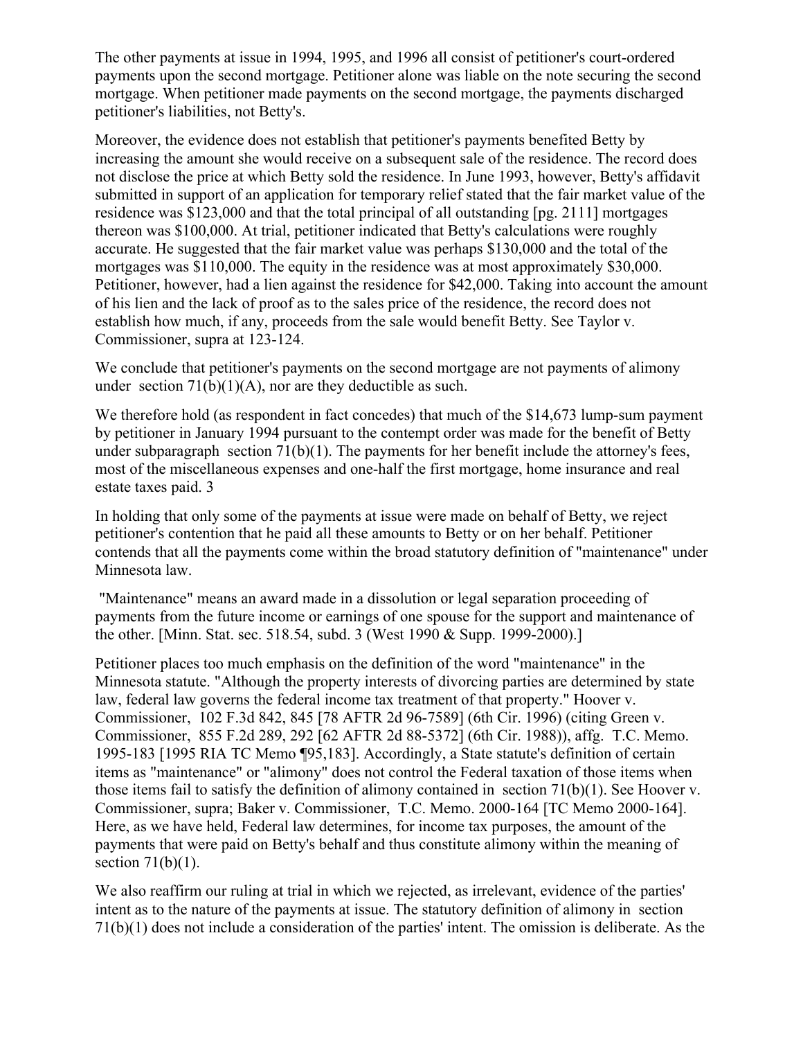The other payments at issue in 1994, 1995, and 1996 all consist of petitioner's court-ordered payments upon the second mortgage. Petitioner alone was liable on the note securing the second mortgage. When petitioner made payments on the second mortgage, the payments discharged petitioner's liabilities, not Betty's.

Moreover, the evidence does not establish that petitioner's payments benefited Betty by increasing the amount she would receive on a subsequent sale of the residence. The record does not disclose the price at which Betty sold the residence. In June 1993, however, Betty's affidavit submitted in support of an application for temporary relief stated that the fair market value of the residence was $123,000 and that the total principal of all outstanding [pg. 2111] mortgages thereon was $100,000. At trial, petitioner indicated that Betty's calculations were roughly accurate. He suggested that the fair market value was perhaps $130,000 and the total of the mortgages was $110,000. The equity in the residence was at most approximately $30,000. Petitioner, however, had a lien against the residence for $42,000. Taking into account the amount of his lien and the lack of proof as to the sales price of the residence, the record does not establish how much, if any, proceeds from the sale would benefit Betty. See Taylor v. Commissioner, supra at 123-124.

We conclude that petitioner's payments on the second mortgage are not payments of alimony under section 71(b)(1)(A), nor are they deductible as such.

We therefore hold (as respondent in fact concedes) that much of the $14,673 lump-sum payment by petitioner in January 1994 pursuant to the contempt order was made for the benefit of Betty under subparagraph section 71(b)(1). The payments for her benefit include the attorney's fees, most of the miscellaneous expenses and one-half the first mortgage, home insurance and real estate taxes paid. 3

In holding that only some of the payments at issue were made on behalf of Betty, we reject petitioner's contention that he paid all these amounts to Betty or on her behalf. Petitioner contends that all the payments come within the broad statutory definition of "maintenance" under Minnesota law.

"Maintenance" means an award made in a dissolution or legal separation proceeding of payments from the future income or earnings of one spouse for the support and maintenance of the other. [Minn. Stat. sec. 518.54, subd. 3 (West 1990 & Supp. 1999-2000).]

Petitioner places too much emphasis on the definition of the word "maintenance" in the Minnesota statute. "Although the property interests of divorcing parties are determined by state law, federal law governs the federal income tax treatment of that property." Hoover v. Commissioner, 102 F.3d 842, 845 [78 AFTR 2d 96-7589] (6th Cir. 1996) (citing Green v. Commissioner, 855 F.2d 289, 292 [62 AFTR 2d 88-5372] (6th Cir. 1988)), affg. T.C. Memo. 1995-183 [1995 RIA TC Memo ¶95,183]. Accordingly, a State statute's definition of certain items as "maintenance" or "alimony" does not control the Federal taxation of those items when those items fail to satisfy the definition of alimony contained in section 71(b)(1). See Hoover v. Commissioner, supra; Baker v. Commissioner, T.C. Memo. 2000-164 [TC Memo 2000-164]. Here, as we have held, Federal law determines, for income tax purposes, the amount of the payments that were paid on Betty's behalf and thus constitute alimony within the meaning of section 71(b)(1).

We also reaffirm our ruling at trial in which we rejected, as irrelevant, evidence of the parties' intent as to the nature of the payments at issue. The statutory definition of alimony in section 71(b)(1) does not include a consideration of the parties' intent. The omission is deliberate. As the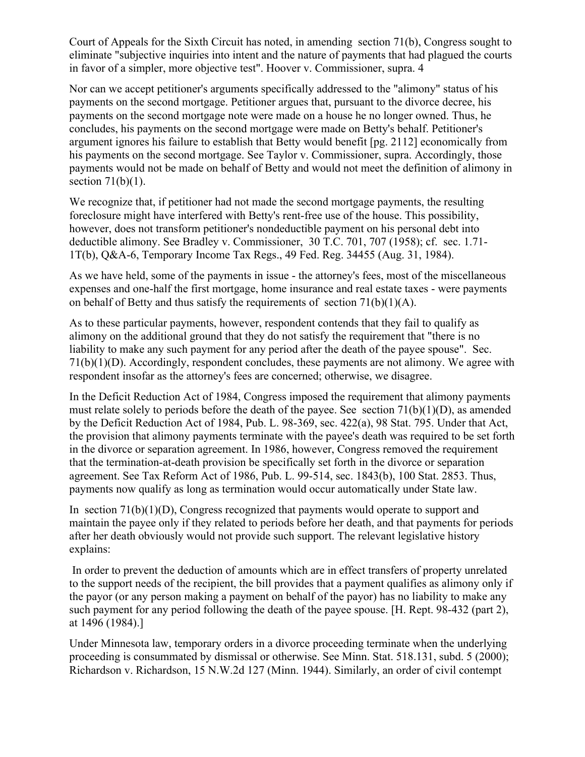Court of Appeals for the Sixth Circuit has noted, in amending section 71(b), Congress sought to eliminate "subjective inquiries into intent and the nature of payments that had plagued the courts in favor of a simpler, more objective test". Hoover v. Commissioner, supra. 4

Nor can we accept petitioner's arguments specifically addressed to the "alimony" status of his payments on the second mortgage. Petitioner argues that, pursuant to the divorce decree, his payments on the second mortgage note were made on a house he no longer owned. Thus, he concludes, his payments on the second mortgage were made on Betty's behalf. Petitioner's argument ignores his failure to establish that Betty would benefit [pg. 2112] economically from his payments on the second mortgage. See Taylor v. Commissioner, supra. Accordingly, those payments would not be made on behalf of Betty and would not meet the definition of alimony in section 71(b)(1).

We recognize that, if petitioner had not made the second mortgage payments, the resulting foreclosure might have interfered with Betty's rent-free use of the house. This possibility, however, does not transform petitioner's nondeductible payment on his personal debt into deductible alimony. See Bradley v. Commissioner, 30 T.C. 701, 707 (1958); cf. sec. 1.71-1T(b), Q&A-6, Temporary Income Tax Regs., 49 Fed. Reg. 34455 (Aug. 31, 1984).

As we have held, some of the payments in issue - the attorney's fees, most of the miscellaneous expenses and one-half the first mortgage, home insurance and real estate taxes - were payments on behalf of Betty and thus satisfy the requirements of section 71(b)(1)(A).

As to these particular payments, however, respondent contends that they fail to qualify as alimony on the additional ground that they do not satisfy the requirement that "there is no liability to make any such payment for any period after the death of the payee spouse". Sec. 71(b)(1)(D). Accordingly, respondent concludes, these payments are not alimony. We agree with respondent insofar as the attorney's fees are concerned; otherwise, we disagree.

In the Deficit Reduction Act of 1984, Congress imposed the requirement that alimony payments must relate solely to periods before the death of the payee. See section 71(b)(1)(D), as amended by the Deficit Reduction Act of 1984, Pub. L. 98-369, sec. 422(a), 98 Stat. 795. Under that Act, the provision that alimony payments terminate with the payee's death was required to be set forth in the divorce or separation agreement. In 1986, however, Congress removed the requirement that the termination-at-death provision be specifically set forth in the divorce or separation agreement. See Tax Reform Act of 1986, Pub. L. 99-514, sec. 1843(b), 100 Stat. 2853. Thus, payments now qualify as long as termination would occur automatically under State law.

In section 71(b)(1)(D), Congress recognized that payments would operate to support and maintain the payee only if they related to periods before her death, and that payments for periods after her death obviously would not provide such support. The relevant legislative history explains:

> In order to prevent the deduction of amounts which are in effect transfers of property unrelated to the support needs of the recipient, the bill provides that a payment qualifies as alimony only if the payor (or any person making a payment on behalf of the payor) has no liability to make any such payment for any period following the death of the payee spouse. [H. Rept. 98-432 (part 2), at 1496 (1984).]

Under Minnesota law, temporary orders in a divorce proceeding terminate when the underlying proceeding is consummated by dismissal or otherwise. See Minn. Stat. 518.131, subd. 5 (2000); Richardson v. Richardson, 15 N.W.2d 127 (Minn. 1944). Similarly, an order of civil contempt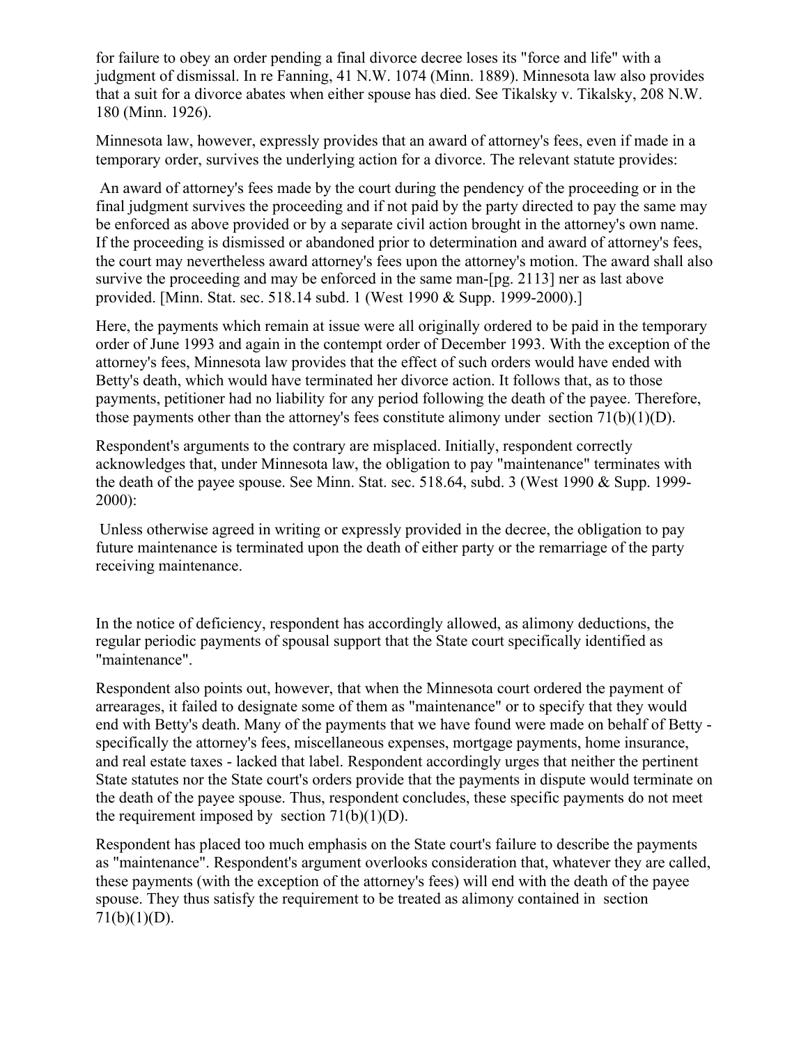for failure to obey an order pending a final divorce decree loses its "force and life" with a judgment of dismissal. In re Fanning, 41 N.W. 1074 (Minn. 1889). Minnesota law also provides that a suit for a divorce abates when either spouse has died. See Tikalsky v. Tikalsky, 208 N.W. 180 (Minn. 1926).

Minnesota law, however, expressly provides that an award of attorney's fees, even if made in a temporary order, survives the underlying action for a divorce. The relevant statute provides:

> An award of attorney's fees made by the court during the pendency of the proceeding or in the final judgment survives the proceeding and if not paid by the party directed to pay the same may be enforced as above provided or by a separate civil action brought in the attorney's own name. If the proceeding is dismissed or abandoned prior to determination and award of attorney's fees, the court may nevertheless award attorney's fees upon the attorney's motion. The award shall also survive the proceeding and may be enforced in the same man-[pg. 2113] ner as last above provided. [Minn. Stat. sec. 518.14 subd. 1 (West 1990 & Supp. 1999-2000).]

Here, the payments which remain at issue were all originally ordered to be paid in the temporary order of June 1993 and again in the contempt order of December 1993. With the exception of the attorney's fees, Minnesota law provides that the effect of such orders would have ended with Betty's death, which would have terminated her divorce action. It follows that, as to those payments, petitioner had no liability for any period following the death of the payee. Therefore, those payments other than the attorney's fees constitute alimony under section 71(b)(1)(D).

Respondent's arguments to the contrary are misplaced. Initially, respondent correctly acknowledges that, under Minnesota law, the obligation to pay "maintenance" terminates with the death of the payee spouse. See Minn. Stat. sec. 518.64, subd. 3 (West 1990 & Supp. 1999-2000):

> Unless otherwise agreed in writing or expressly provided in the decree, the obligation to pay future maintenance is terminated upon the death of either party or the remarriage of the party receiving maintenance.

In the notice of deficiency, respondent has accordingly allowed, as alimony deductions, the regular periodic payments of spousal support that the State court specifically identified as "maintenance".

Respondent also points out, however, that when the Minnesota court ordered the payment of arrearages, it failed to designate some of them as "maintenance" or to specify that they would end with Betty's death. Many of the payments that we have found were made on behalf of Betty - specifically the attorney's fees, miscellaneous expenses, mortgage payments, home insurance, and real estate taxes - lacked that label. Respondent accordingly urges that neither the pertinent State statutes nor the State court's orders provide that the payments in dispute would terminate on the death of the payee spouse. Thus, respondent concludes, these specific payments do not meet the requirement imposed by section 71(b)(1)(D).

Respondent has placed too much emphasis on the State court's failure to describe the payments as "maintenance". Respondent's argument overlooks consideration that, whatever they are called, these payments (with the exception of the attorney's fees) will end with the death of the payee spouse. They thus satisfy the requirement to be treated as alimony contained in section 71(b)(1)(D).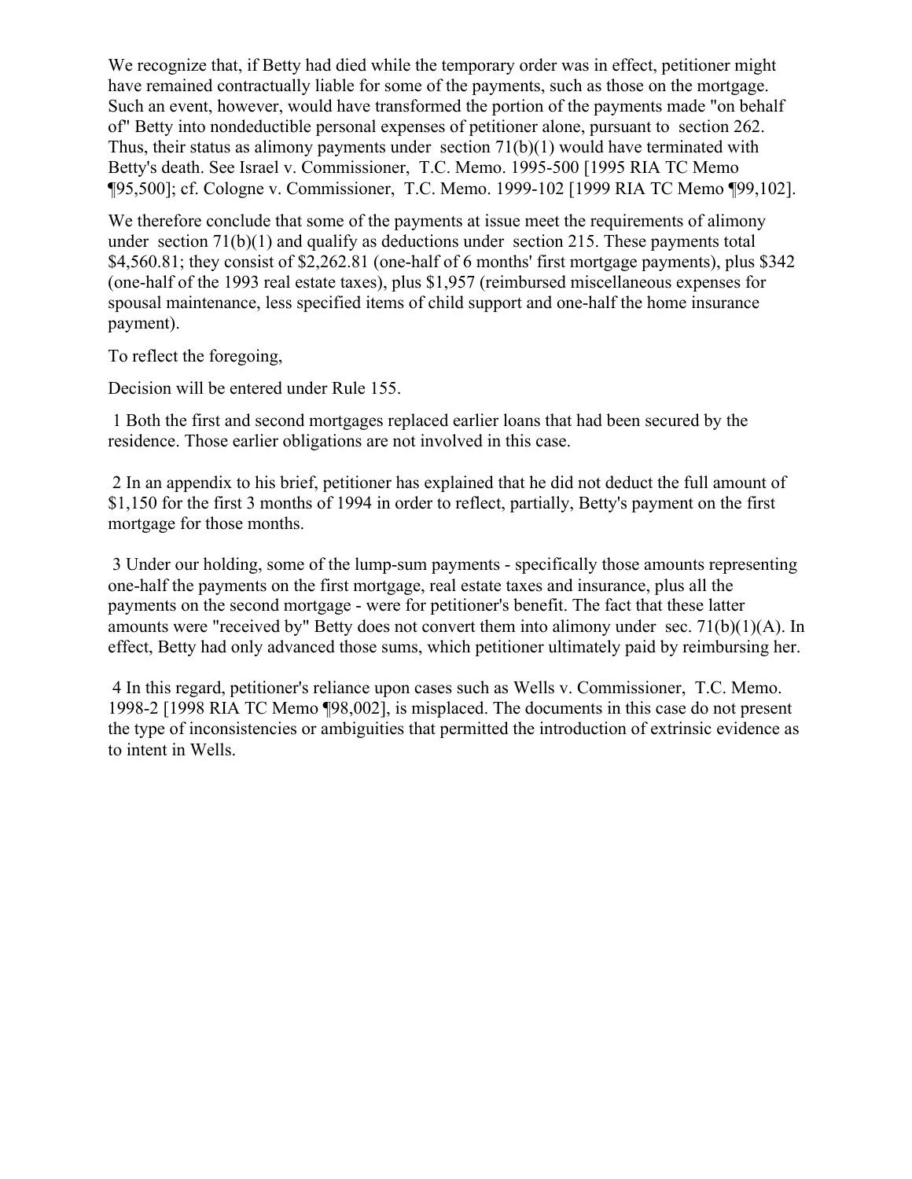We recognize that, if Betty had died while the temporary order was in effect, petitioner might have remained contractually liable for some of the payments, such as those on the mortgage. Such an event, however, would have transformed the portion of the payments made "on behalf of" Betty into nondeductible personal expenses of petitioner alone, pursuant to section 262. Thus, their status as alimony payments under section 71(b)(1) would have terminated with Betty's death. See Israel v. Commissioner, T.C. Memo. 1995-500 [1995 RIA TC Memo ¶95,500]; cf. Cologne v. Commissioner, T.C. Memo. 1999-102 [1999 RIA TC Memo ¶99,102].

We therefore conclude that some of the payments at issue meet the requirements of alimony under section 71(b)(1) and qualify as deductions under section 215. These payments total $4,560.81; they consist of $2,262.81 (one-half of 6 months' first mortgage payments), plus $342 (one-half of the 1993 real estate taxes), plus $1,957 (reimbursed miscellaneous expenses for spousal maintenance, less specified items of child support and one-half the home insurance payment).

To reflect the foregoing,

Decision will be entered under Rule 155.

1 Both the first and second mortgages replaced earlier loans that had been secured by the residence. Those earlier obligations are not involved in this case.

2 In an appendix to his brief, petitioner has explained that he did not deduct the full amount of $1,150 for the first 3 months of 1994 in order to reflect, partially, Betty's payment on the first mortgage for those months.

3 Under our holding, some of the lump-sum payments - specifically those amounts representing one-half the payments on the first mortgage, real estate taxes and insurance, plus all the payments on the second mortgage - were for petitioner's benefit. The fact that these latter amounts were "received by" Betty does not convert them into alimony under sec. 71(b)(1)(A). In effect, Betty had only advanced those sums, which petitioner ultimately paid by reimbursing her.

4 In this regard, petitioner's reliance upon cases such as Wells v. Commissioner, T.C. Memo. 1998-2 [1998 RIA TC Memo ¶98,002], is misplaced. The documents in this case do not present the type of inconsistencies or ambiguities that permitted the introduction of extrinsic evidence as to intent in Wells.